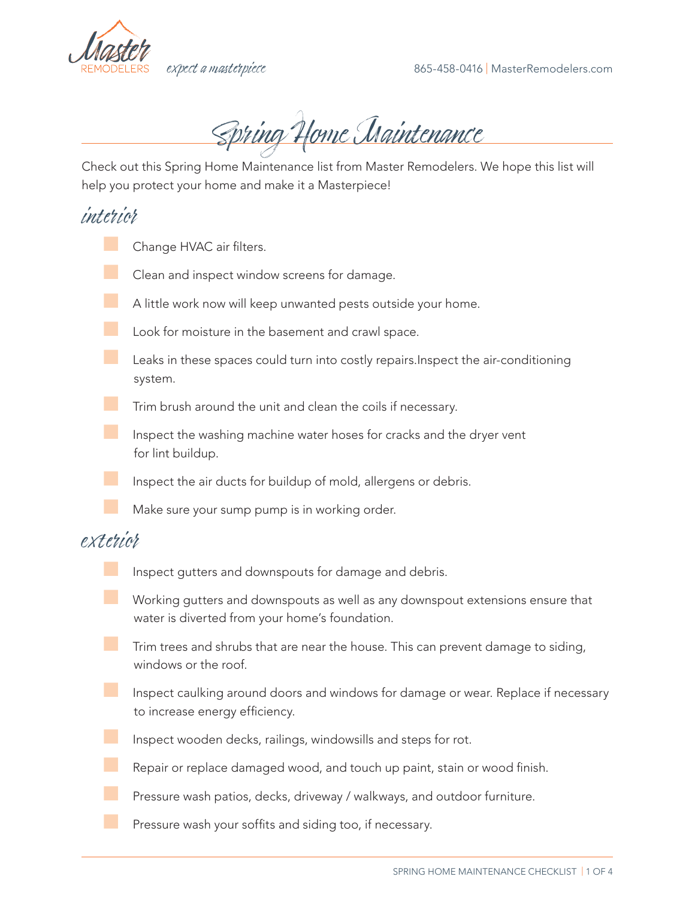Master REMODELERS *expect a masterpiece* 865-458-0416 | MasterRemodelers.com

# Spring Home Maintenance

Check out this Spring Home Maintenance list from Master Remodelers. We hope this list will help you protect your home and make it a Masterpiece!

## interior

- [ ] Change HVAC air filters.
- [ ] Clean and inspect window screens for damage.
- [ ] A little work now will keep unwanted pests outside your home.
- [ ] Look for moisture in the basement and crawl space.
- [ ] Leaks in these spaces could turn into costly repairs.Inspect the air-conditioning system.
- [ ] Trim brush around the unit and clean the coils if necessary.
- [ ] Inspect the washing machine water hoses for cracks and the dryer vent for lint buildup.
- [ ] Inspect the air ducts for buildup of mold, allergens or debris.
- [ ] Make sure your sump pump is in working order.

## exterior

- [ ] Inspect gutters and downspouts for damage and debris.
- [ ] Working gutters and downspouts as well as any downspout extensions ensure that water is diverted from your home's foundation.
- [ ] Trim trees and shrubs that are near the house. This can prevent damage to siding, windows or the roof.
- [ ] Inspect caulking around doors and windows for damage or wear. Replace if necessary to increase energy efficiency.
- [ ] Inspect wooden decks, railings, windowsills and steps for rot.
- [ ] Repair or replace damaged wood, and touch up paint, stain or wood finish.
- [ ] Pressure wash patios, decks, driveway / walkways, and outdoor furniture.
- [ ] Pressure wash your soffits and siding too, if necessary.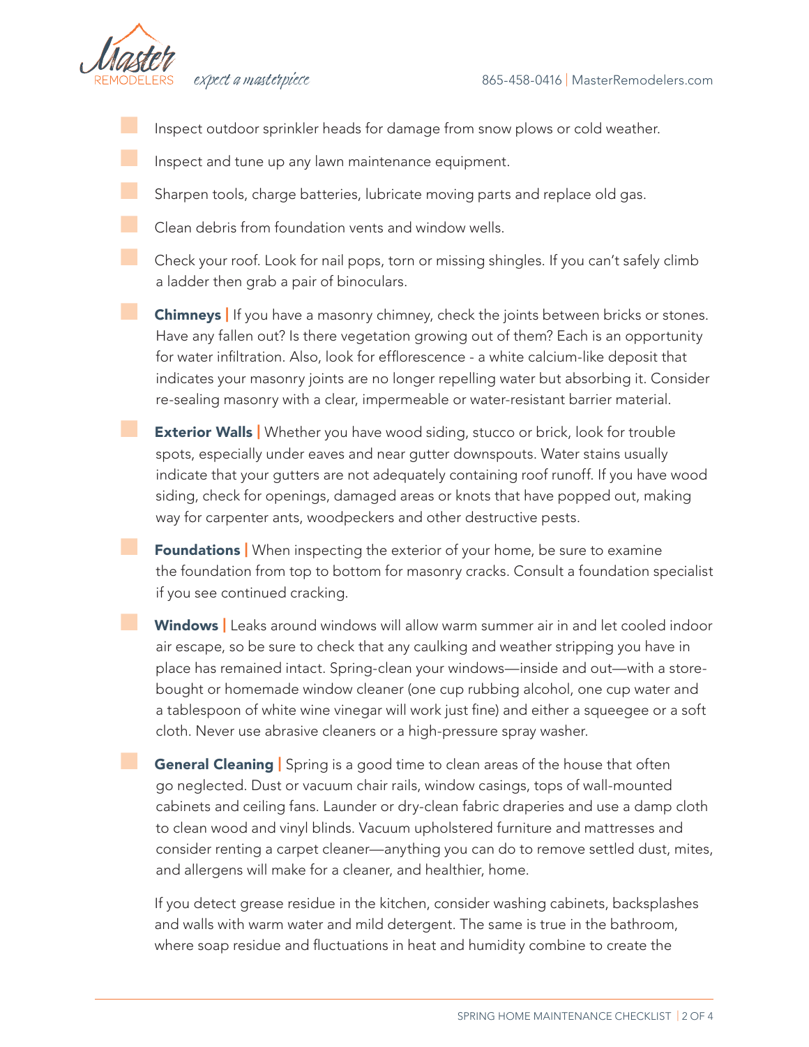- Inspect outdoor sprinkler heads for damage from snow plows or cold weather.
- Inspect and tune up any lawn maintenance equipment.
- Sharpen tools, charge batteries, lubricate moving parts and replace old gas.
- Clean debris from foundation vents and window wells.
- Check your roof. Look for nail pops, torn or missing shingles. If you can't safely climb a ladder then grab a pair of binoculars.
- **Chimneys |** If you have a masonry chimney, check the joints between bricks or stones. Have any fallen out? Is there vegetation growing out of them? Each is an opportunity for water infiltration. Also, look for efflorescence - a white calcium-like deposit that indicates your masonry joints are no longer repelling water but absorbing it. Consider re-sealing masonry with a clear, impermeable or water-resistant barrier material.
- **Exterior Walls |** Whether you have wood siding, stucco or brick, look for trouble spots, especially under eaves and near gutter downspouts. Water stains usually indicate that your gutters are not adequately containing roof runoff. If you have wood siding, check for openings, damaged areas or knots that have popped out, making way for carpenter ants, woodpeckers and other destructive pests.
- **Foundations |** When inspecting the exterior of your home, be sure to examine the foundation from top to bottom for masonry cracks. Consult a foundation specialist if you see continued cracking.
- **Windows |** Leaks around windows will allow warm summer air in and let cooled indoor air escape, so be sure to check that any caulking and weather stripping you have in place has remained intact. Spring-clean your windows—inside and out—with a store-bought or homemade window cleaner (one cup rubbing alcohol, one cup water and a tablespoon of white wine vinegar will work just fine) and either a squeegee or a soft cloth. Never use abrasive cleaners or a high-pressure spray washer.
- **General Cleaning |** Spring is a good time to clean areas of the house that often go neglected. Dust or vacuum chair rails, window casings, tops of wall-mounted cabinets and ceiling fans. Launder or dry-clean fabric draperies and use a damp cloth to clean wood and vinyl blinds. Vacuum upholstered furniture and mattresses and consider renting a carpet cleaner—anything you can do to remove settled dust, mites, and allergens will make for a cleaner, and healthier, home.

  If you detect grease residue in the kitchen, consider washing cabinets, backsplashes and walls with warm water and mild detergent. The same is true in the bathroom, where soap residue and fluctuations in heat and humidity combine to create the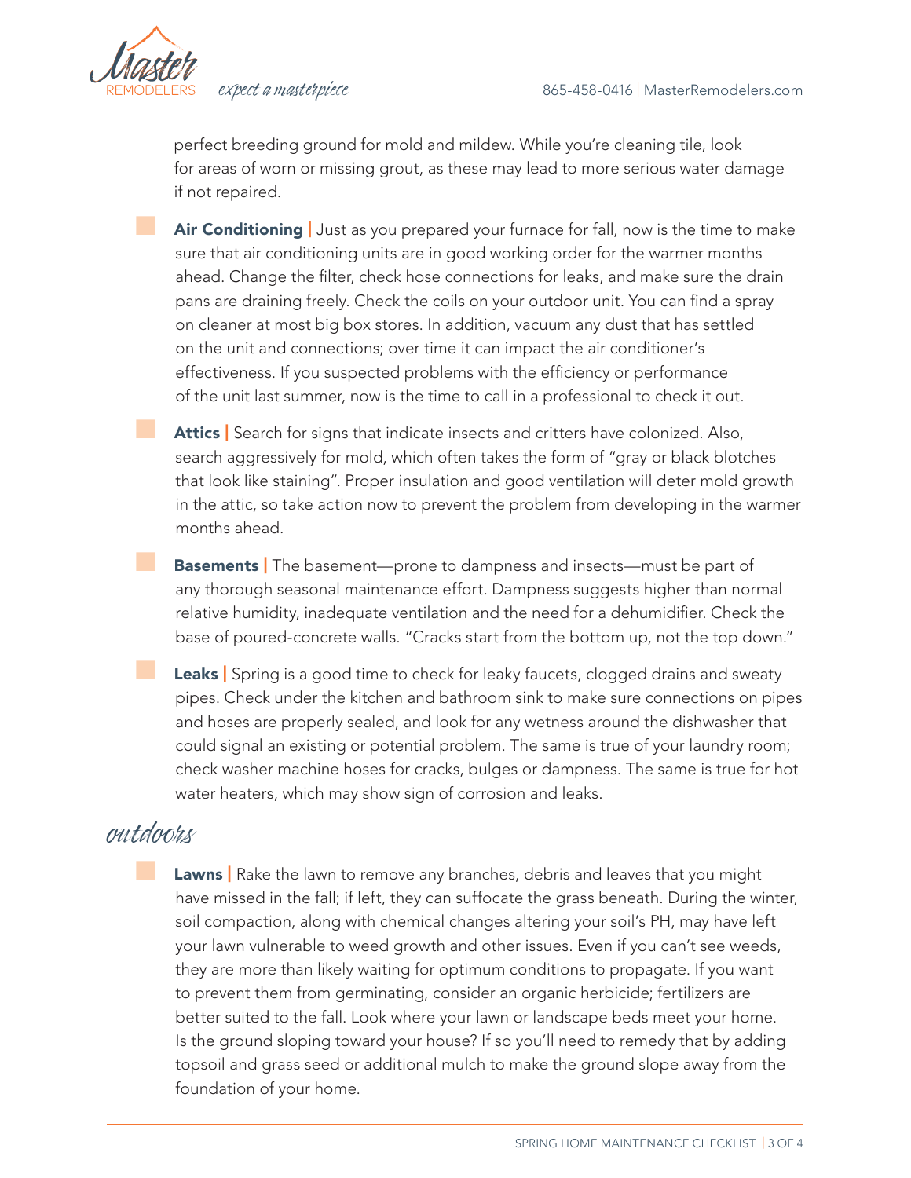perfect breeding ground for mold and mildew. While you're cleaning tile, look for areas of worn or missing grout, as these may lead to more serious water damage if not repaired.

- **Air Conditioning |** Just as you prepared your furnace for fall, now is the time to make sure that air conditioning units are in good working order for the warmer months ahead. Change the filter, check hose connections for leaks, and make sure the drain pans are draining freely. Check the coils on your outdoor unit. You can find a spray on cleaner at most big box stores. In addition, vacuum any dust that has settled on the unit and connections; over time it can impact the air conditioner's effectiveness. If you suspected problems with the efficiency or performance of the unit last summer, now is the time to call in a professional to check it out.

- **Attics |** Search for signs that indicate insects and critters have colonized. Also, search aggressively for mold, which often takes the form of "gray or black blotches that look like staining". Proper insulation and good ventilation will deter mold growth in the attic, so take action now to prevent the problem from developing in the warmer months ahead.

- **Basements |** The basement—prone to dampness and insects—must be part of any thorough seasonal maintenance effort. Dampness suggests higher than normal relative humidity, inadequate ventilation and the need for a dehumidifier. Check the base of poured-concrete walls. "Cracks start from the bottom up, not the top down."

- **Leaks |** Spring is a good time to check for leaky faucets, clogged drains and sweaty pipes. Check under the kitchen and bathroom sink to make sure connections on pipes and hoses are properly sealed, and look for any wetness around the dishwasher that could signal an existing or potential problem. The same is true of your laundry room; check washer machine hoses for cracks, bulges or dampness. The same is true for hot water heaters, which may show sign of corrosion and leaks.

## outdoors

- **Lawns |** Rake the lawn to remove any branches, debris and leaves that you might have missed in the fall; if left, they can suffocate the grass beneath. During the winter, soil compaction, along with chemical changes altering your soil's PH, may have left your lawn vulnerable to weed growth and other issues. Even if you can't see weeds, they are more than likely waiting for optimum conditions to propagate. If you want to prevent them from germinating, consider an organic herbicide; fertilizers are better suited to the fall. Look where your lawn or landscape beds meet your home. Is the ground sloping toward your house? If so you'll need to remedy that by adding topsoil and grass seed or additional mulch to make the ground slope away from the foundation of your home.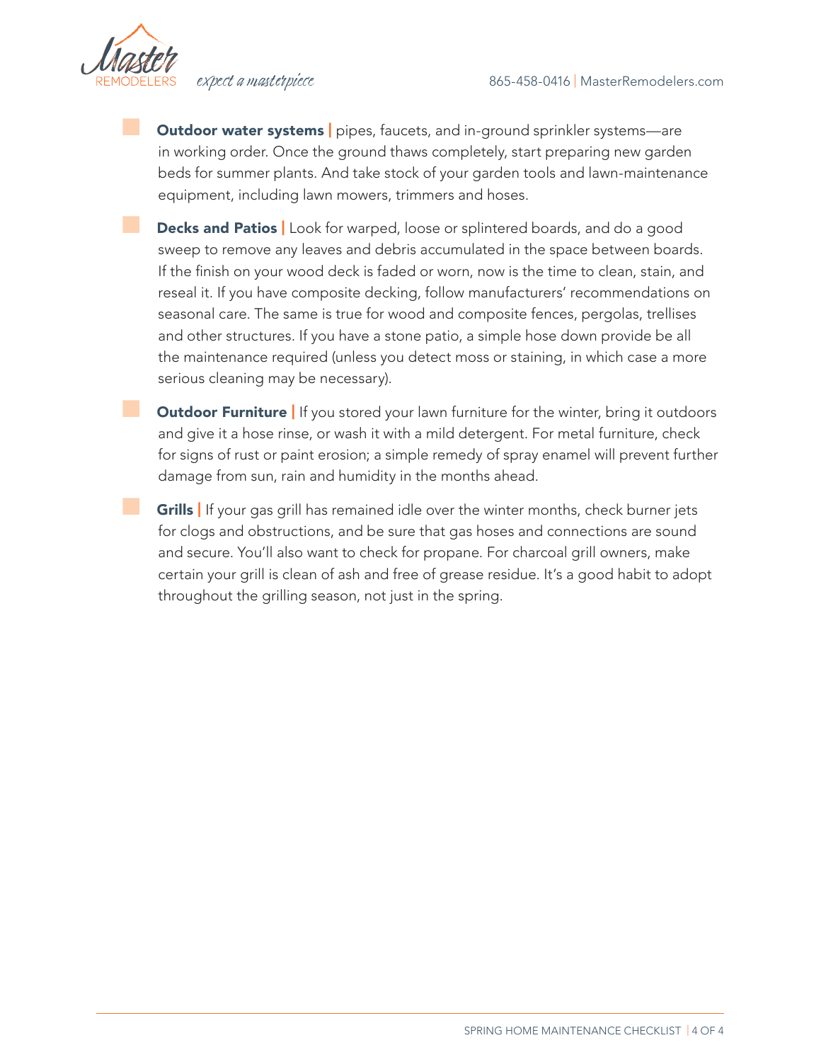- **Outdoor water systems** | pipes, faucets, and in-ground sprinkler systems—are in working order. Once the ground thaws completely, start preparing new garden beds for summer plants. And take stock of your garden tools and lawn-maintenance equipment, including lawn mowers, trimmers and hoses.

- **Decks and Patios** | Look for warped, loose or splintered boards, and do a good sweep to remove any leaves and debris accumulated in the space between boards. If the finish on your wood deck is faded or worn, now is the time to clean, stain, and reseal it. If you have composite decking, follow manufacturers' recommendations on seasonal care. The same is true for wood and composite fences, pergolas, trellises and other structures. If you have a stone patio, a simple hose down provide be all the maintenance required (unless you detect moss or staining, in which case a more serious cleaning may be necessary).

- **Outdoor Furniture** | If you stored your lawn furniture for the winter, bring it outdoors and give it a hose rinse, or wash it with a mild detergent. For metal furniture, check for signs of rust or paint erosion; a simple remedy of spray enamel will prevent further damage from sun, rain and humidity in the months ahead.

- **Grills** | If your gas grill has remained idle over the winter months, check burner jets for clogs and obstructions, and be sure that gas hoses and connections are sound and secure. You'll also want to check for propane. For charcoal grill owners, make certain your grill is clean of ash and free of grease residue. It's a good habit to adopt throughout the grilling season, not just in the spring.